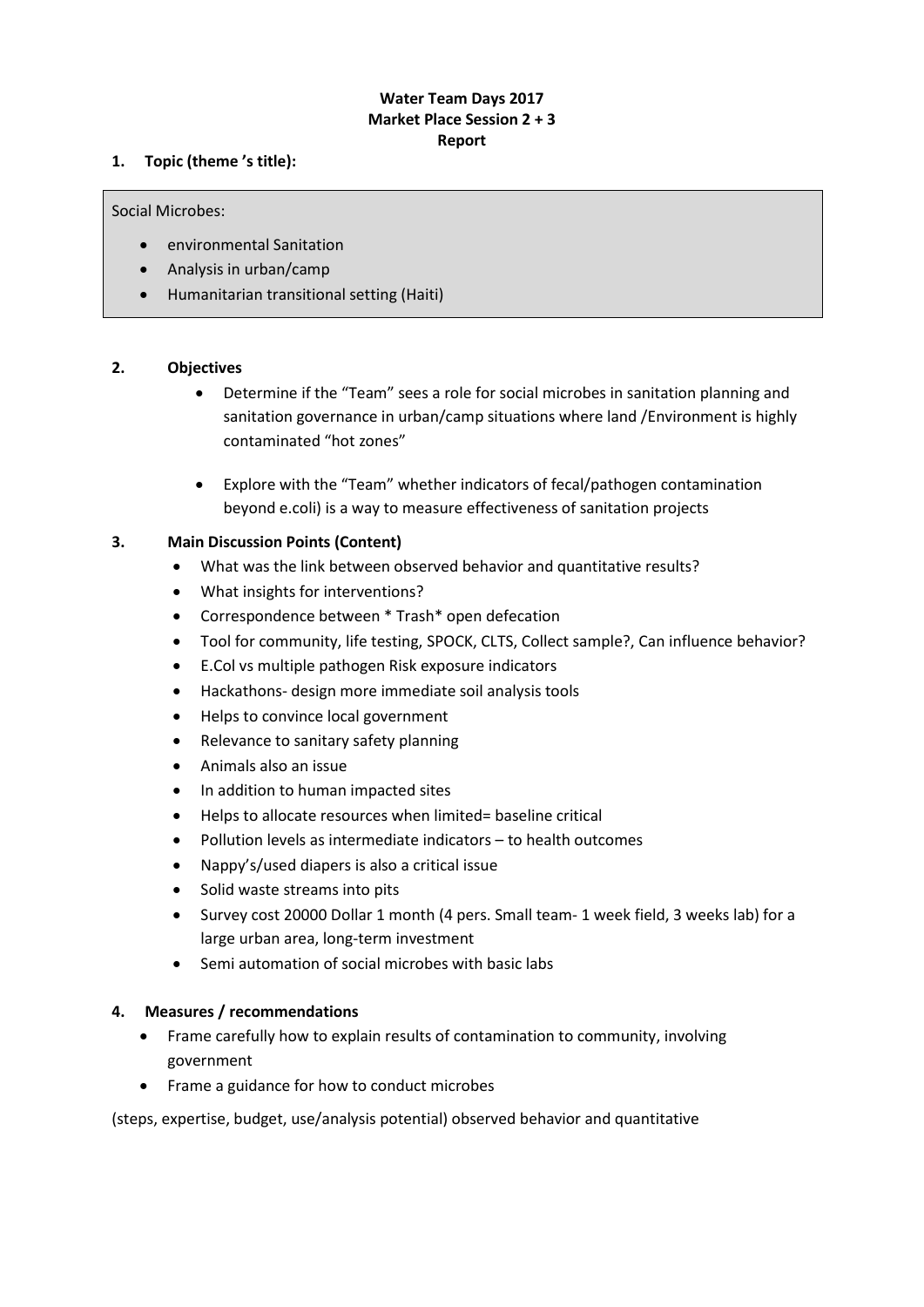**Water Team Days 2017**
**Market Place Session 2 + 3**
**Report**

**1. Topic (theme 's title):**

Social Microbes:

- environmental Sanitation
- Analysis in urban/camp
- Humanitarian transitional setting (Haiti)

**2. Objectives**

- Determine if the "Team" sees a role for social microbes in sanitation planning and sanitation governance in urban/camp situations where land /Environment is highly contaminated "hot zones"
- Explore with the "Team" whether indicators of fecal/pathogen contamination beyond e.coli) is a way to measure effectiveness of sanitation projects

**3. Main Discussion Points (Content)**

- What was the link between observed behavior and quantitative results?
- What insights for interventions?
- Correspondence between * Trash* open defecation
- Tool for community, life testing, SPOCK, CLTS, Collect sample?, Can influence behavior?
- E.Col vs multiple pathogen Risk exposure indicators
- Hackathons- design more immediate soil analysis tools
- Helps to convince local government
- Relevance to sanitary safety planning
- Animals also an issue
- In addition to human impacted sites
- Helps to allocate resources when limited= baseline critical
- Pollution levels as intermediate indicators – to health outcomes
- Nappy's/used diapers is also a critical issue
- Solid waste streams into pits
- Survey cost 20000 Dollar 1 month (4 pers. Small team- 1 week field, 3 weeks lab) for a large urban area, long-term investment
- Semi automation of social microbes with basic labs

**4. Measures / recommendations**

- Frame carefully how to explain results of contamination to community, involving government
- Frame a guidance for how to conduct microbes

(steps, expertise, budget, use/analysis potential) observed behavior and quantitative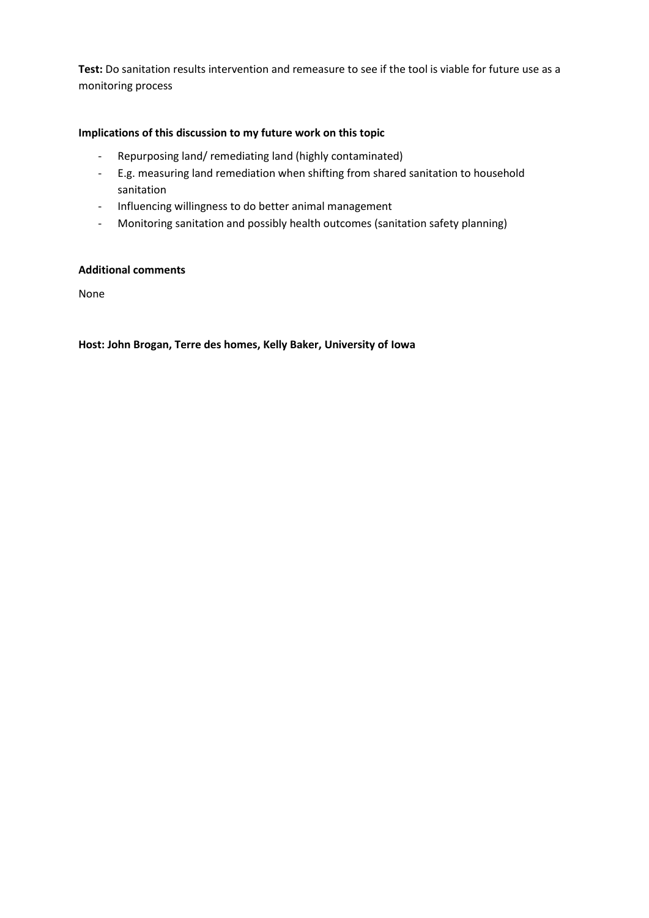**Test:** Do sanitation results intervention and remeasure to see if the tool is viable for future use as a monitoring process

**Implications of this discussion to my future work on this topic**

- Repurposing land/ remediating land (highly contaminated)
- E.g. measuring land remediation when shifting from shared sanitation to household sanitation
- Influencing willingness to do better animal management
- Monitoring sanitation and possibly health outcomes (sanitation safety planning)

**Additional comments**

None

**Host: John Brogan, Terre des homes, Kelly Baker, University of Iowa**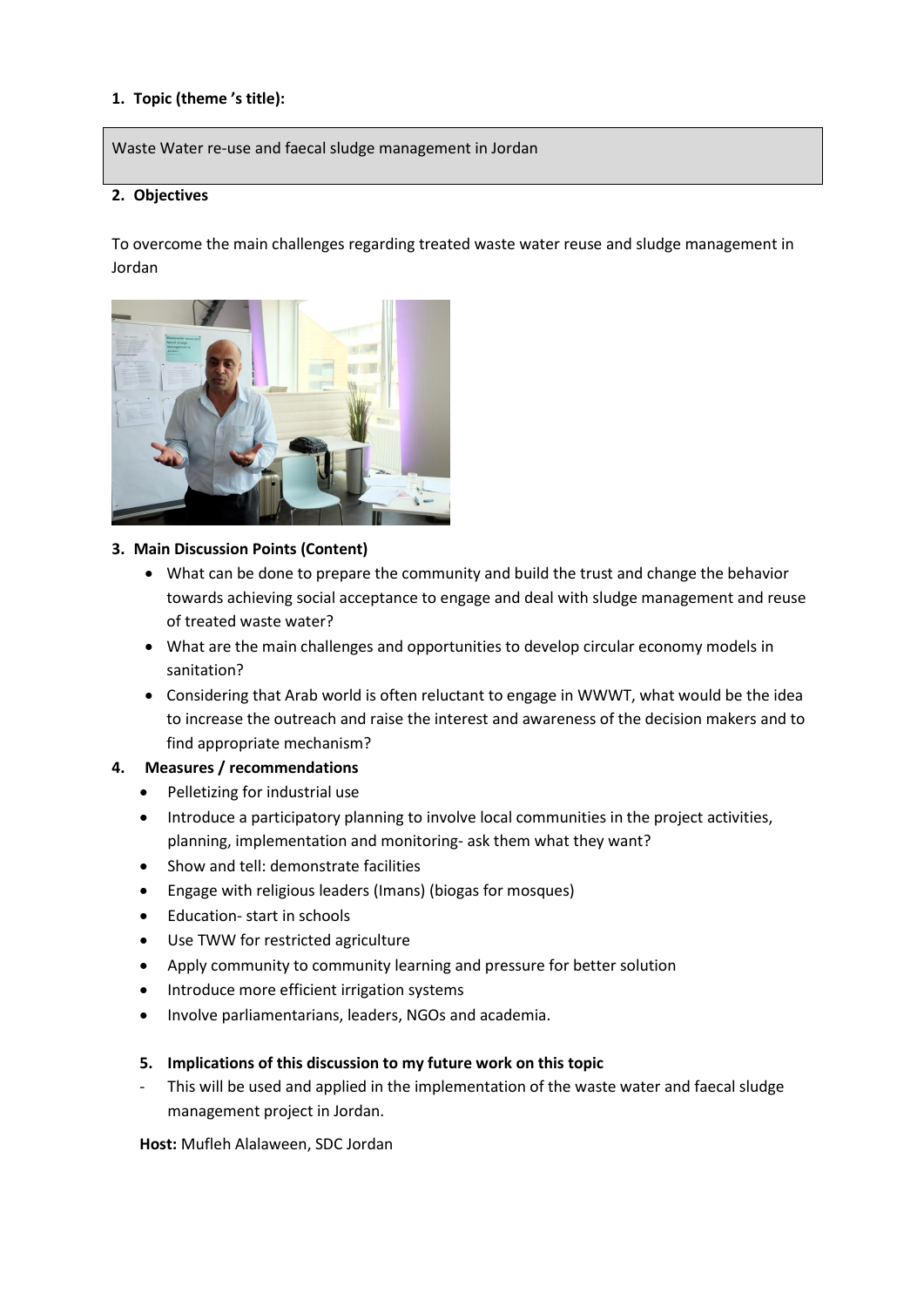**1. Topic (theme 's title):**

Waste Water re-use and faecal sludge management in Jordan

**2. Objectives**

To overcome the main challenges regarding treated waste water reuse and sludge management in Jordan

**3. Main Discussion Points (Content)**

- What can be done to prepare the community and build the trust and change the behavior towards achieving social acceptance to engage and deal with sludge management and reuse of treated waste water?
- What are the main challenges and opportunities to develop circular economy models in sanitation?
- Considering that Arab world is often reluctant to engage in WWWT, what would be the idea to increase the outreach and raise the interest and awareness of the decision makers and to find appropriate mechanism?

**4. Measures / recommendations**

- Pelletizing for industrial use
- Introduce a participatory planning to involve local communities in the project activities, planning, implementation and monitoring- ask them what they want?
- Show and tell: demonstrate facilities
- Engage with religious leaders (Imans) (biogas for mosques)
- Education- start in schools
- Use TWW for restricted agriculture
- Apply community to community learning and pressure for better solution
- Introduce more efficient irrigation systems
- Involve parliamentarians, leaders, NGOs and academia.

**5. Implications of this discussion to my future work on this topic**

- This will be used and applied in the implementation of the waste water and faecal sludge management project in Jordan.

**Host:** Mufleh Alalaween, SDC Jordan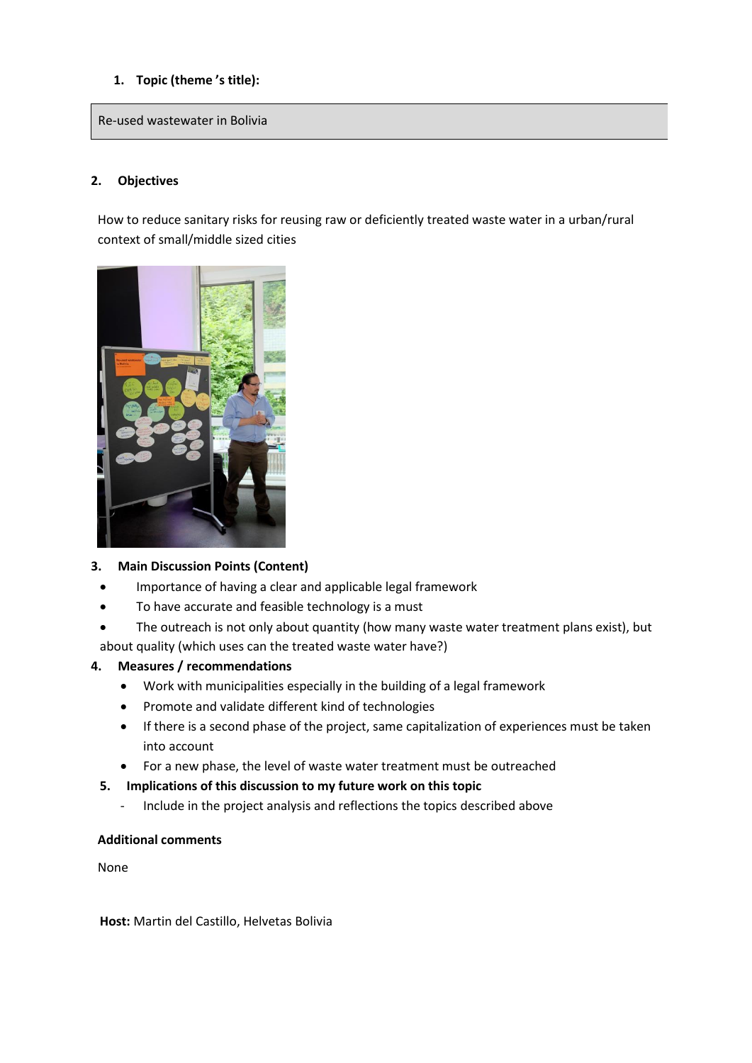1. **Topic (theme 's title):**

Re-used wastewater in Bolivia

2. **Objectives**

How to reduce sanitary risks for reusing raw or deficiently treated waste water in a urban/rural context of small/middle sized cities

3. **Main Discussion Points (Content)**

- Importance of having a clear and applicable legal framework
- To have accurate and feasible technology is a must
- The outreach is not only about quantity (how many waste water treatment plans exist), but about quality (which uses can the treated waste water have?)

4. **Measures / recommendations**

- Work with municipalities especially in the building of a legal framework
- Promote and validate different kind of technologies
- If there is a second phase of the project, same capitalization of experiences must be taken into account
- For a new phase, the level of waste water treatment must be outreached

5. **Implications of this discussion to my future work on this topic**

- Include in the project analysis and reflections the topics described above

**Additional comments**

None

**Host:** Martin del Castillo, Helvetas Bolivia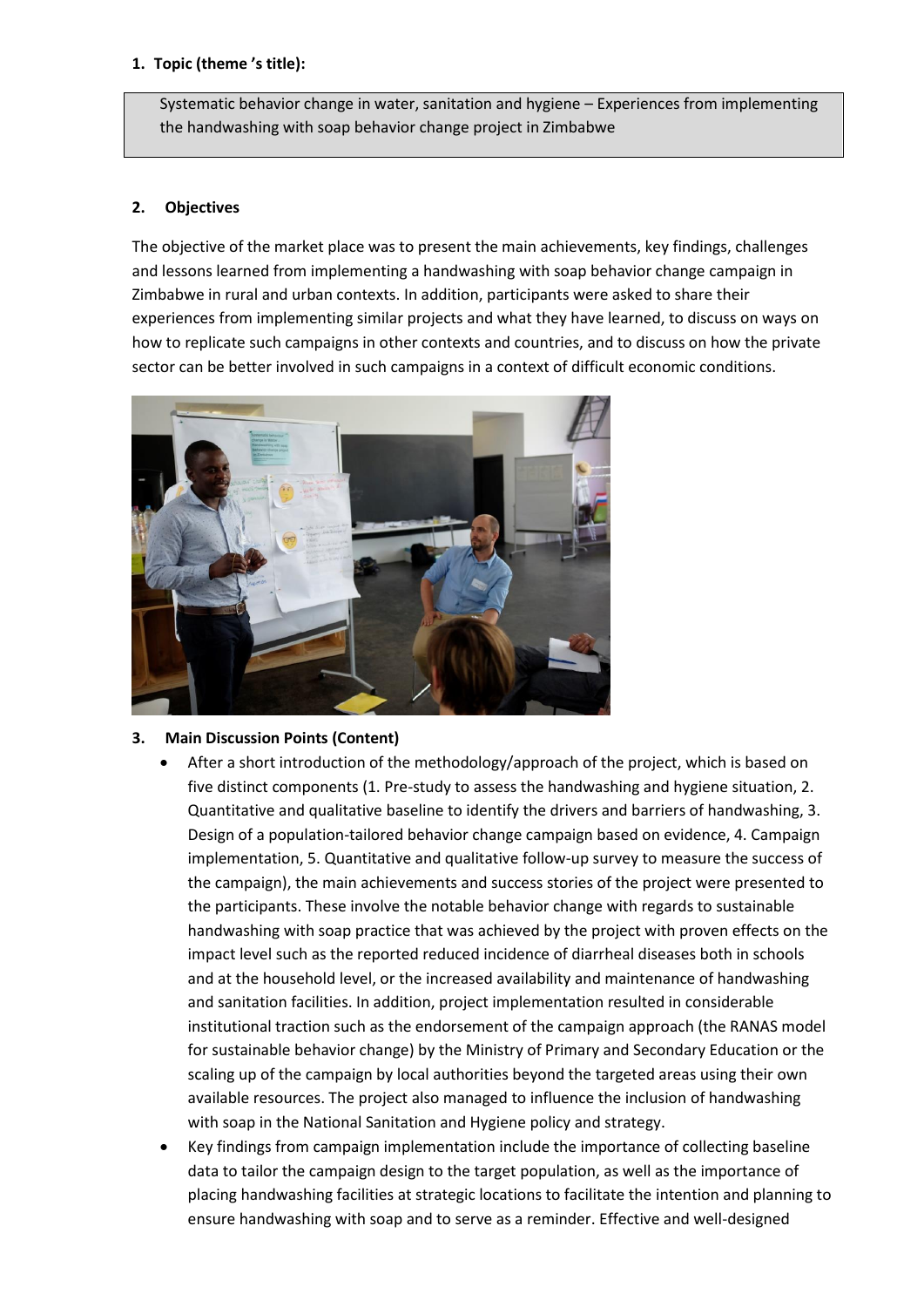**1. Topic (theme 's title):**

Systematic behavior change in water, sanitation and hygiene – Experiences from implementing the handwashing with soap behavior change project in Zimbabwe

**2. Objectives**

The objective of the market place was to present the main achievements, key findings, challenges and lessons learned from implementing a handwashing with soap behavior change campaign in Zimbabwe in rural and urban contexts. In addition, participants were asked to share their experiences from implementing similar projects and what they have learned, to discuss on ways on how to replicate such campaigns in other contexts and countries, and to discuss on how the private sector can be better involved in such campaigns in a context of difficult economic conditions.

**3. Main Discussion Points (Content)**

- After a short introduction of the methodology/approach of the project, which is based on five distinct components (1. Pre-study to assess the handwashing and hygiene situation, 2. Quantitative and qualitative baseline to identify the drivers and barriers of handwashing, 3. Design of a population-tailored behavior change campaign based on evidence, 4. Campaign implementation, 5. Quantitative and qualitative follow-up survey to measure the success of the campaign), the main achievements and success stories of the project were presented to the participants. These involve the notable behavior change with regards to sustainable handwashing with soap practice that was achieved by the project with proven effects on the impact level such as the reported reduced incidence of diarrheal diseases both in schools and at the household level, or the increased availability and maintenance of handwashing and sanitation facilities. In addition, project implementation resulted in considerable institutional traction such as the endorsement of the campaign approach (the RANAS model for sustainable behavior change) by the Ministry of Primary and Secondary Education or the scaling up of the campaign by local authorities beyond the targeted areas using their own available resources. The project also managed to influence the inclusion of handwashing with soap in the National Sanitation and Hygiene policy and strategy.
- Key findings from campaign implementation include the importance of collecting baseline data to tailor the campaign design to the target population, as well as the importance of placing handwashing facilities at strategic locations to facilitate the intention and planning to ensure handwashing with soap and to serve as a reminder. Effective and well-designed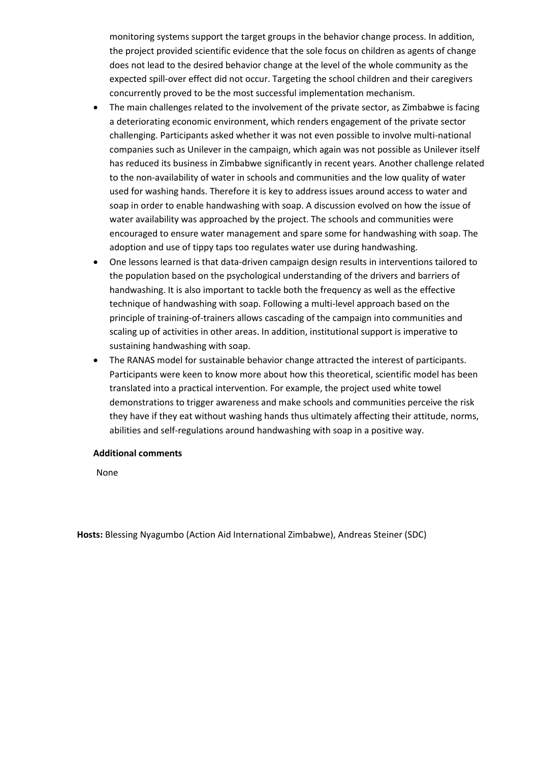monitoring systems support the target groups in the behavior change process. In addition, the project provided scientific evidence that the sole focus on children as agents of change does not lead to the desired behavior change at the level of the whole community as the expected spill-over effect did not occur. Targeting the school children and their caregivers concurrently proved to be the most successful implementation mechanism.

- The main challenges related to the involvement of the private sector, as Zimbabwe is facing a deteriorating economic environment, which renders engagement of the private sector challenging. Participants asked whether it was not even possible to involve multi-national companies such as Unilever in the campaign, which again was not possible as Unilever itself has reduced its business in Zimbabwe significantly in recent years. Another challenge related to the non-availability of water in schools and communities and the low quality of water used for washing hands. Therefore it is key to address issues around access to water and soap in order to enable handwashing with soap. A discussion evolved on how the issue of water availability was approached by the project. The schools and communities were encouraged to ensure water management and spare some for handwashing with soap. The adoption and use of tippy taps too regulates water use during handwashing.
- One lessons learned is that data-driven campaign design results in interventions tailored to the population based on the psychological understanding of the drivers and barriers of handwashing. It is also important to tackle both the frequency as well as the effective technique of handwashing with soap. Following a multi-level approach based on the principle of training-of-trainers allows cascading of the campaign into communities and scaling up of activities in other areas. In addition, institutional support is imperative to sustaining handwashing with soap.
- The RANAS model for sustainable behavior change attracted the interest of participants. Participants were keen to know more about how this theoretical, scientific model has been translated into a practical intervention. For example, the project used white towel demonstrations to trigger awareness and make schools and communities perceive the risk they have if they eat without washing hands thus ultimately affecting their attitude, norms, abilities and self-regulations around handwashing with soap in a positive way.

**Additional comments**

None

**Hosts:** Blessing Nyagumbo (Action Aid International Zimbabwe), Andreas Steiner (SDC)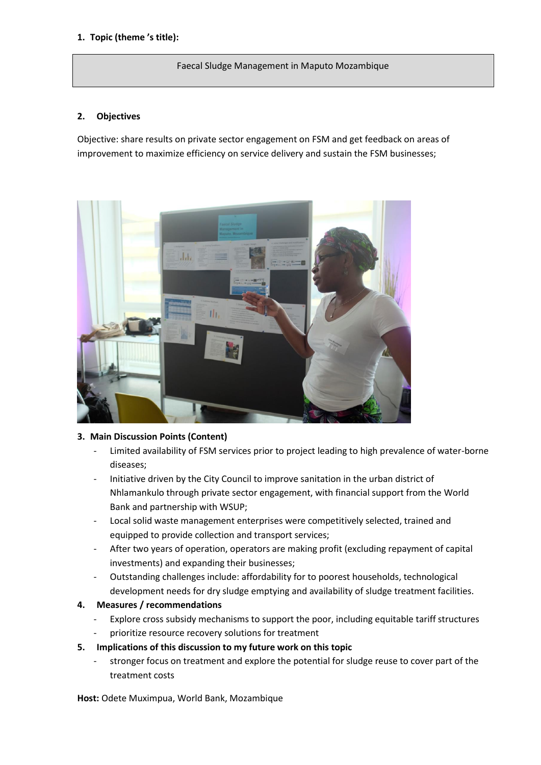**1. Topic (theme 's title):**

Faecal Sludge Management in Maputo Mozambique

**2. Objectives**

Objective: share results on private sector engagement on FSM and get feedback on areas of improvement to maximize efficiency on service delivery and sustain the FSM businesses;

**3. Main Discussion Points (Content)**

- Limited availability of FSM services prior to project leading to high prevalence of water-borne diseases;
- Initiative driven by the City Council to improve sanitation in the urban district of Nhlamankulo through private sector engagement, with financial support from the World Bank and partnership with WSUP;
- Local solid waste management enterprises were competitively selected, trained and equipped to provide collection and transport services;
- After two years of operation, operators are making profit (excluding repayment of capital investments) and expanding their businesses;
- Outstanding challenges include: affordability for to poorest households, technological development needs for dry sludge emptying and availability of sludge treatment facilities.

**4. Measures / recommendations**

- Explore cross subsidy mechanisms to support the poor, including equitable tariff structures
- prioritize resource recovery solutions for treatment

**5. Implications of this discussion to my future work on this topic**

- stronger focus on treatment and explore the potential for sludge reuse to cover part of the treatment costs

**Host:** Odete Muximpua, World Bank, Mozambique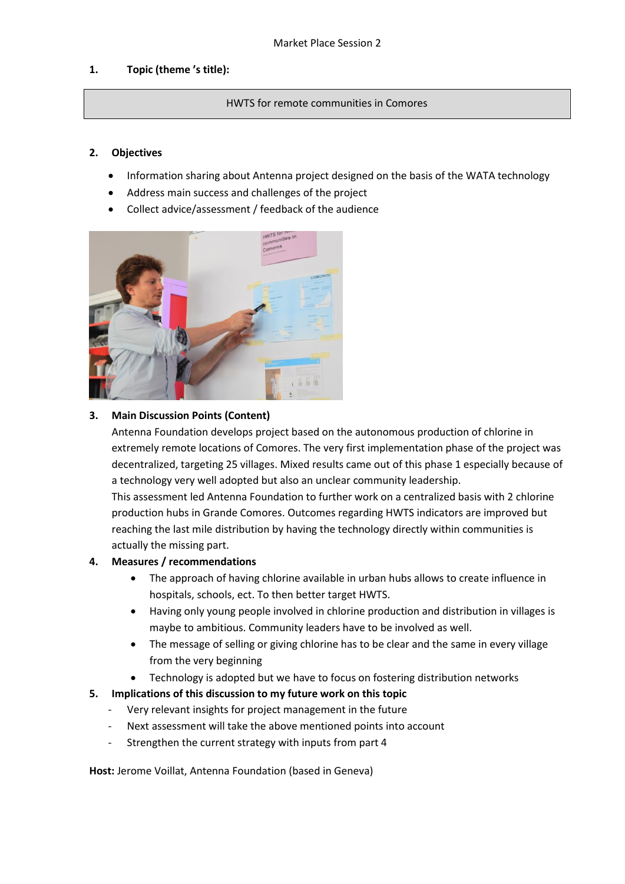Market Place Session 2

**1. Topic (theme 's title):**

HWTS for remote communities in Comores

**2. Objectives**

- Information sharing about Antenna project designed on the basis of the WATA technology
- Address main success and challenges of the project
- Collect advice/assessment / feedback of the audience

**3. Main Discussion Points (Content)**

Antenna Foundation develops project based on the autonomous production of chlorine in extremely remote locations of Comores. The very first implementation phase of the project was decentralized, targeting 25 villages. Mixed results came out of this phase 1 especially because of a technology very well adopted but also an unclear community leadership.

This assessment led Antenna Foundation to further work on a centralized basis with 2 chlorine production hubs in Grande Comores. Outcomes regarding HWTS indicators are improved but reaching the last mile distribution by having the technology directly within communities is actually the missing part.

**4. Measures / recommendations**

- The approach of having chlorine available in urban hubs allows to create influence in hospitals, schools, ect. To then better target HWTS.
- Having only young people involved in chlorine production and distribution in villages is maybe to ambitious. Community leaders have to be involved as well.
- The message of selling or giving chlorine has to be clear and the same in every village from the very beginning
- Technology is adopted but we have to focus on fostering distribution networks

**5. Implications of this discussion to my future work on this topic**

- Very relevant insights for project management in the future
- Next assessment will take the above mentioned points into account
- Strengthen the current strategy with inputs from part 4

**Host:** Jerome Voillat, Antenna Foundation (based in Geneva)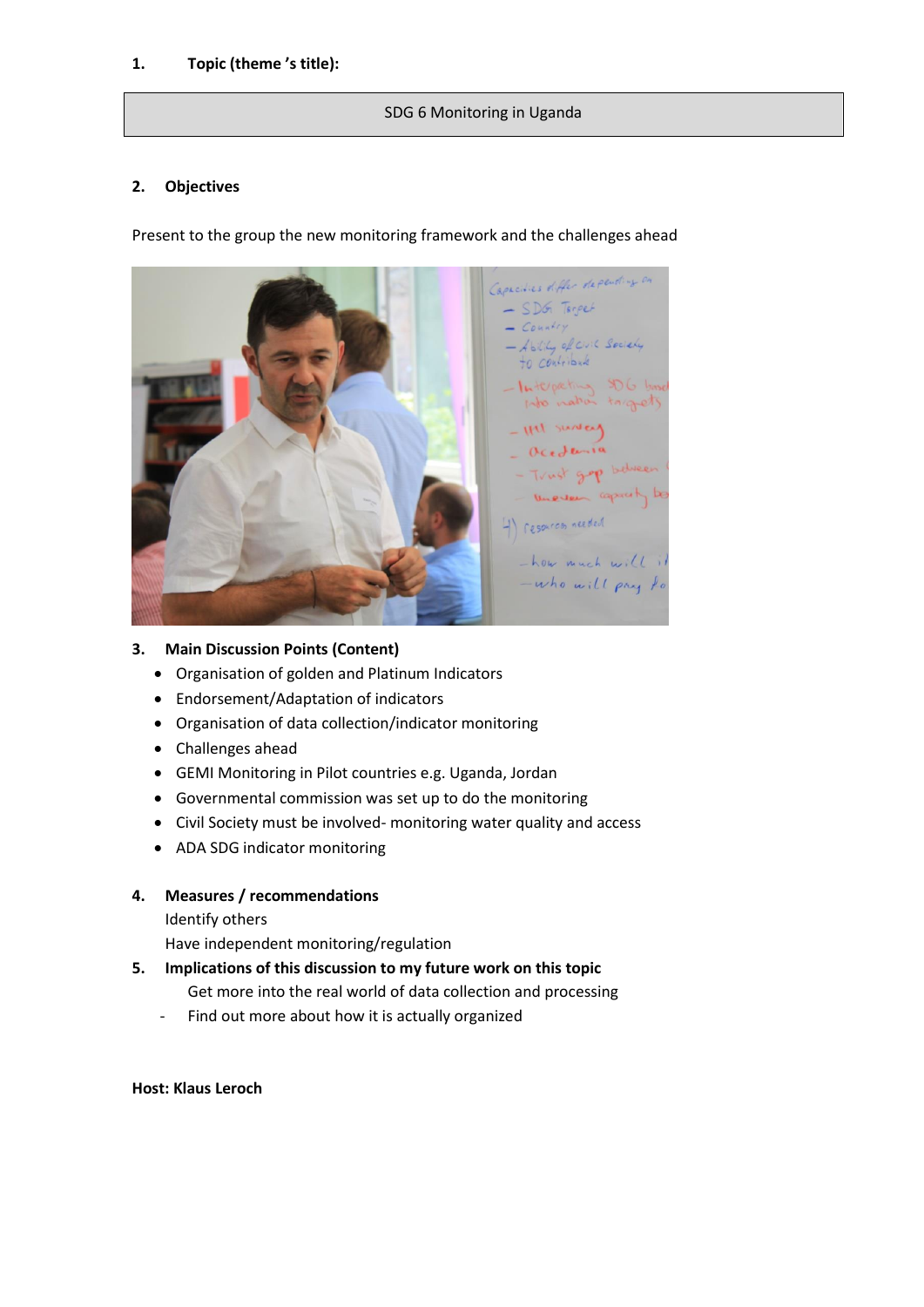1. **Topic (theme 's title):**

SDG 6 Monitoring in Uganda

2. **Objectives**

Present to the group the new monitoring framework and the challenges ahead

3. **Main Discussion Points (Content)**
   - Organisation of golden and Platinum Indicators
   - Endorsement/Adaptation of indicators
   - Organisation of data collection/indicator monitoring
   - Challenges ahead
   - GEMI Monitoring in Pilot countries e.g. Uganda, Jordan
   - Governmental commission was set up to do the monitoring
   - Civil Society must be involved- monitoring water quality and access
   - ADA SDG indicator monitoring

4. **Measures / recommendations**

   Identify others

   Have independent monitoring/regulation

5. **Implications of this discussion to my future work on this topic**

   Get more into the real world of data collection and processing

   - Find out more about how it is actually organized

**Host: Klaus Leroch**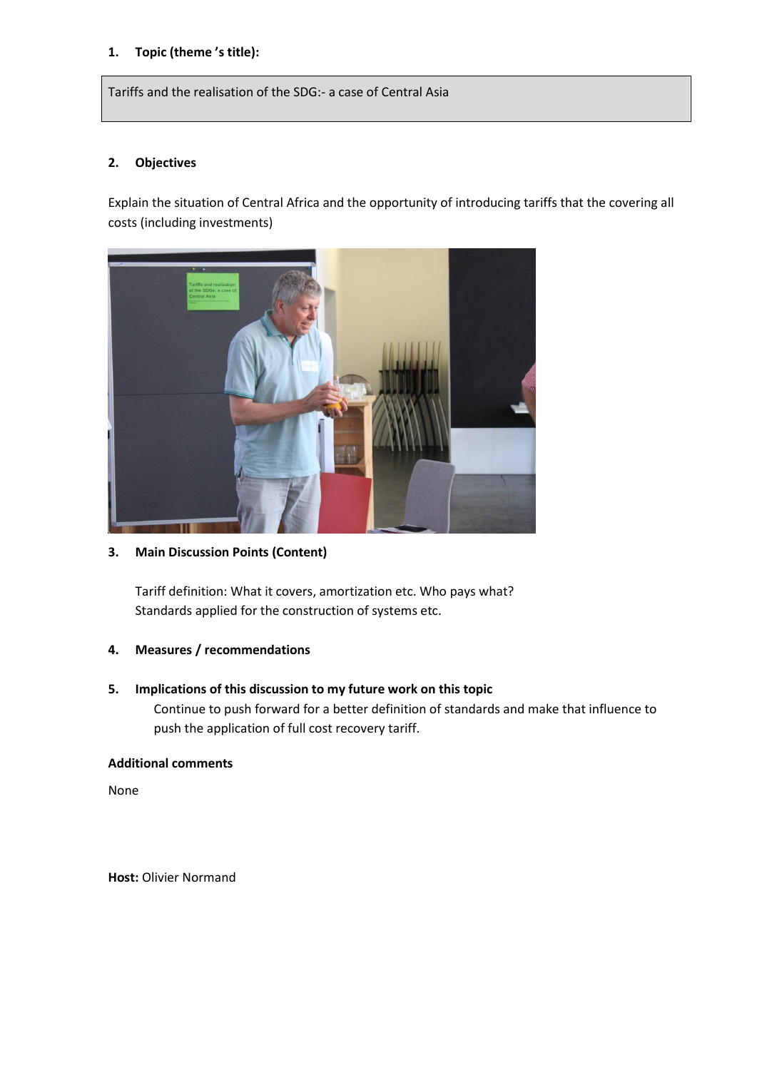## 1. Topic (theme 's title):

Tariffs and the realisation of the SDG:- a case of Central Asia

## 2. Objectives

Explain the situation of Central Africa and the opportunity of introducing tariffs that the covering all costs (including investments)

## 3. Main Discussion Points (Content)

Tariff definition: What it covers, amortization etc. Who pays what?
Standards applied for the construction of systems etc.

## 4. Measures / recommendations

## 5. Implications of this discussion to my future work on this topic

Continue to push forward for a better definition of standards and make that influence to push the application of full cost recovery tariff.

**Additional comments**

None

**Host:** Olivier Normand